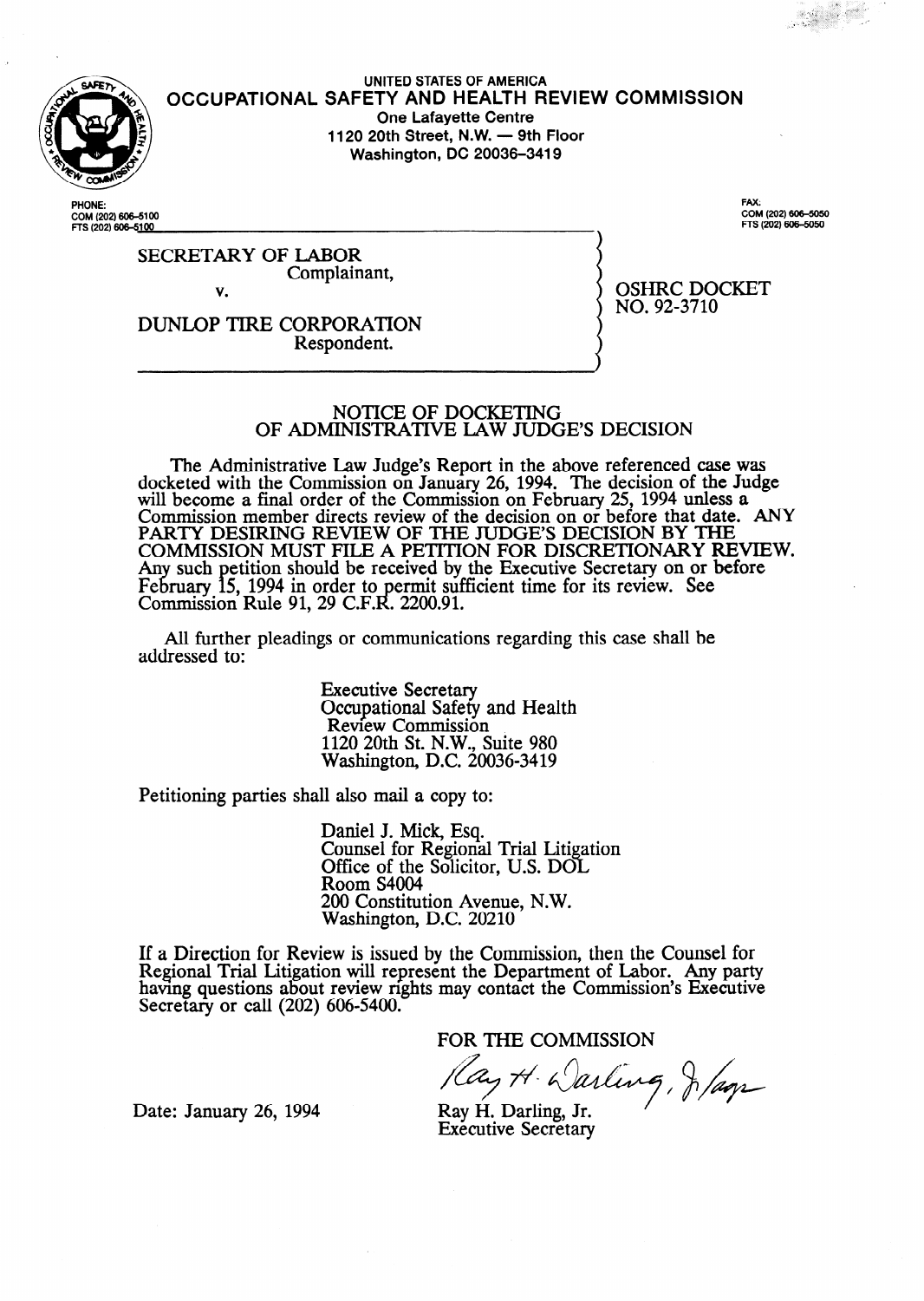UNITED STATES OF AMERICA
# OCCUPATIONAL SAFETY AND HEALTH REVIEW COMMISSION

One Lafayette Centre
1120 20th Street, N.W. — 9th Floor
Washington, DC 20036-3419

PHONE:
COM (202) 606-5100
FTS (202) 606-5100

FAX:
COM (202) 606-5050
FTS (202) 606-5050

SECRETARY OF LABOR
Complainant,

v.

DUNLOP TIRE CORPORATION
Respondent.

OSHRC DOCKET
NO. 92-3710

## NOTICE OF DOCKETING OF ADMINISTRATIVE LAW JUDGE'S DECISION

The Administrative Law Judge's Report in the above referenced case was docketed with the Commission on January 26, 1994. The decision of the Judge will become a final order of the Commission on February 25, 1994 unless a Commission member directs review of the decision on or before that date. ANY PARTY DESIRING REVIEW OF THE JUDGE'S DECISION BY THE COMMISSION MUST FILE A PETITION FOR DISCRETIONARY REVIEW. Any such petition should be received by the Executive Secretary on or before February 15, 1994 in order to permit sufficient time for its review. See Commission Rule 91, 29 C.F.R. 2200.91.

All further pleadings or communications regarding this case shall be addressed to:

Executive Secretary
Occupational Safety and Health
Review Commission
1120 20th St. N.W., Suite 980
Washington, D.C. 20036-3419

Petitioning parties shall also mail a copy to:

Daniel J. Mick, Esq.
Counsel for Regional Trial Litigation
Office of the Solicitor, U.S. DOL
Room S4004
200 Constitution Avenue, N.W.
Washington, D.C. 20210

If a Direction for Review is issued by the Commission, then the Counsel for Regional Trial Litigation will represent the Department of Labor. Any party having questions about review rights may contact the Commission's Executive Secretary or call (202) 606-5400.

FOR THE COMMISSION

Ray H. Darling, Jr./ap

Date: January 26, 1994

Ray H. Darling, Jr.
Executive Secretary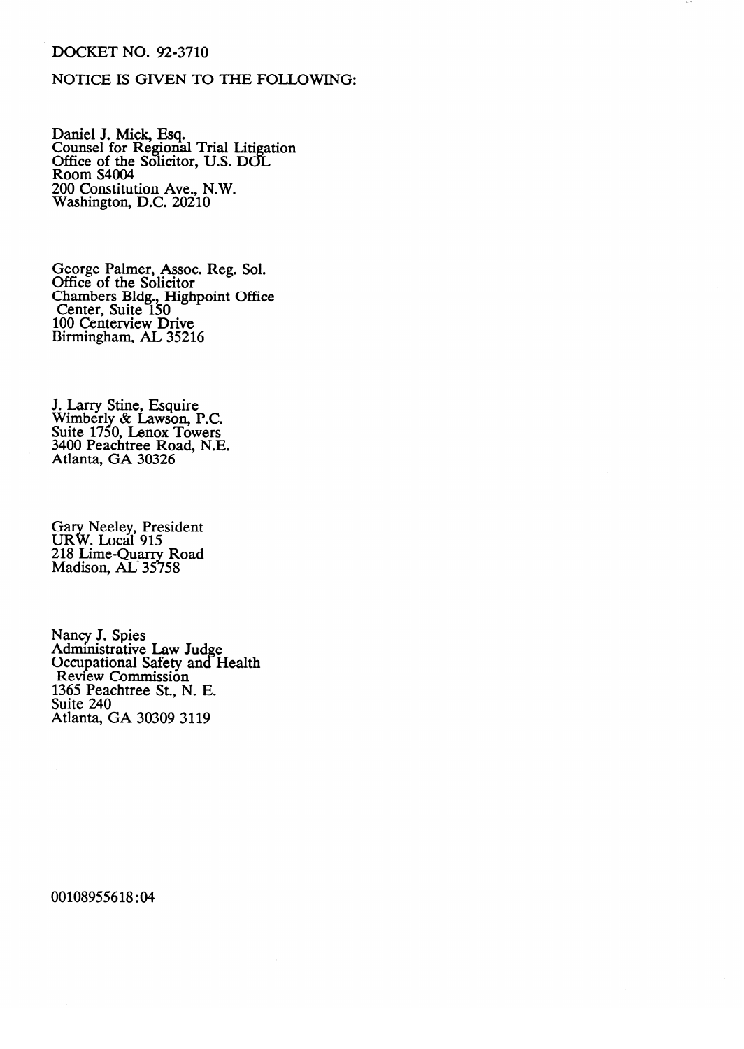DOCKET NO. 92-3710

NOTICE IS GIVEN TO THE FOLLOWING:

Daniel J. Mick, Esq.
Counsel for Regional Trial Litigation
Office of the Solicitor, U.S. DOL
Room S4004
200 Constitution Ave., N.W.
Washington, D.C. 20210

George Palmer, Assoc. Reg. Sol.
Office of the Solicitor
Chambers Bldg., Highpoint Office
Center, Suite 150
100 Centerview Drive
Birmingham, AL 35216

J. Larry Stine, Esquire
Wimberly & Lawson, P.C.
Suite 1750, Lenox Towers
3400 Peachtree Road, N.E.
Atlanta, GA 30326

Gary Neeley, President
URW. Local 915
218 Lime-Quarry Road
Madison, AL 35758

Nancy J. Spies
Administrative Law Judge
Occupational Safety and Health
Review Commission
1365 Peachtree St., N. E.
Suite 240
Atlanta, GA 30309 3119

00108955618:04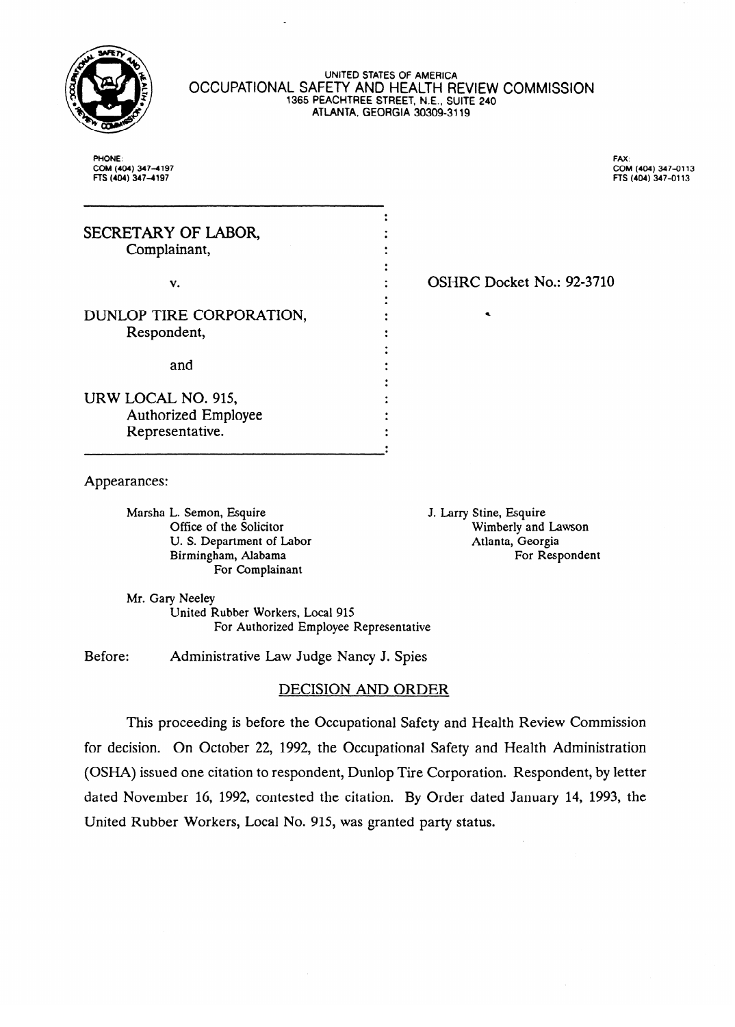UNITED STATES OF AMERICA
OCCUPATIONAL SAFETY AND HEALTH REVIEW COMMISSION
1365 PEACHTREE STREET, N.E., SUITE 240
ATLANTA, GEORGIA 30309-3119

PHONE:
COM (404) 347-4197
FTS (404) 347-4197

FAX:
COM (404) 347-0113
FTS (404) 347-0113

SECRETARY OF LABOR,
Complainant,

v.

DUNLOP TIRE CORPORATION,
Respondent,

and

URW LOCAL NO. 915,
Authorized Employee
Representative.

OSHRC Docket No.: 92-3710

Appearances:

Marsha L. Semon, Esquire
Office of the Solicitor
U. S. Department of Labor
Birmingham, Alabama
For Complainant

J. Larry Stine, Esquire
Wimberly and Lawson
Atlanta, Georgia
For Respondent

Mr. Gary Neeley
United Rubber Workers, Local 915
For Authorized Employee Representative

Before: Administrative Law Judge Nancy J. Spies

## DECISION AND ORDER

This proceeding is before the Occupational Safety and Health Review Commission for decision. On October 22, 1992, the Occupational Safety and Health Administration (OSHA) issued one citation to respondent, Dunlop Tire Corporation. Respondent, by letter dated November 16, 1992, contested the citation. By Order dated January 14, 1993, the United Rubber Workers, Local No. 915, was granted party status.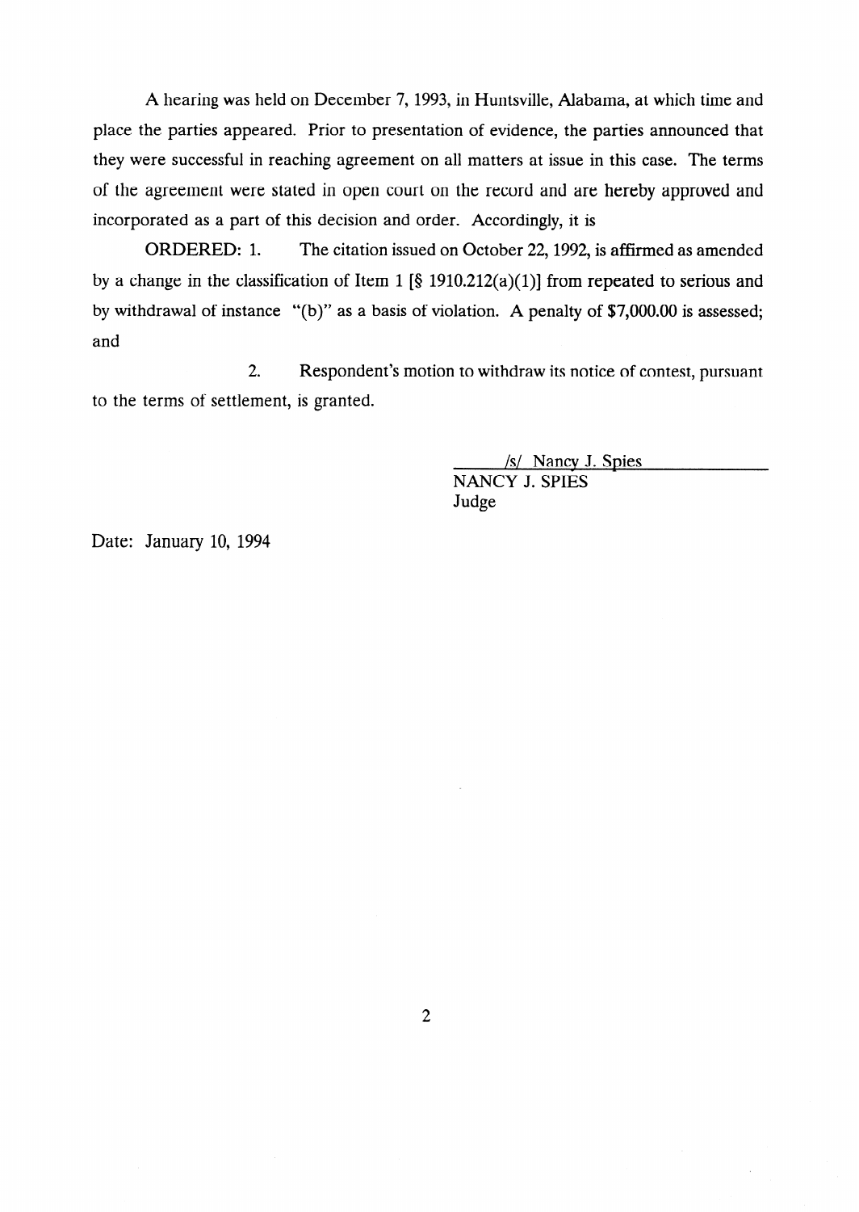A hearing was held on December 7, 1993, in Huntsville, Alabama, at which time and place the parties appeared. Prior to presentation of evidence, the parties announced that they were successful in reaching agreement on all matters at issue in this case. The terms of the agreement were stated in open court on the record and are hereby approved and incorporated as a part of this decision and order. Accordingly, it is

ORDERED: 1. The citation issued on October 22, 1992, is affirmed as amended by a change in the classification of Item 1 [§ 1910.212(a)(1)] from repeated to serious and by withdrawal of instance "(b)" as a basis of violation. A penalty of $7,000.00 is assessed; and

2. Respondent's motion to withdraw its notice of contest, pursuant to the terms of settlement, is granted.

/s/ Nancy J. Spies
NANCY J. SPIES
Judge

Date: January 10, 1994